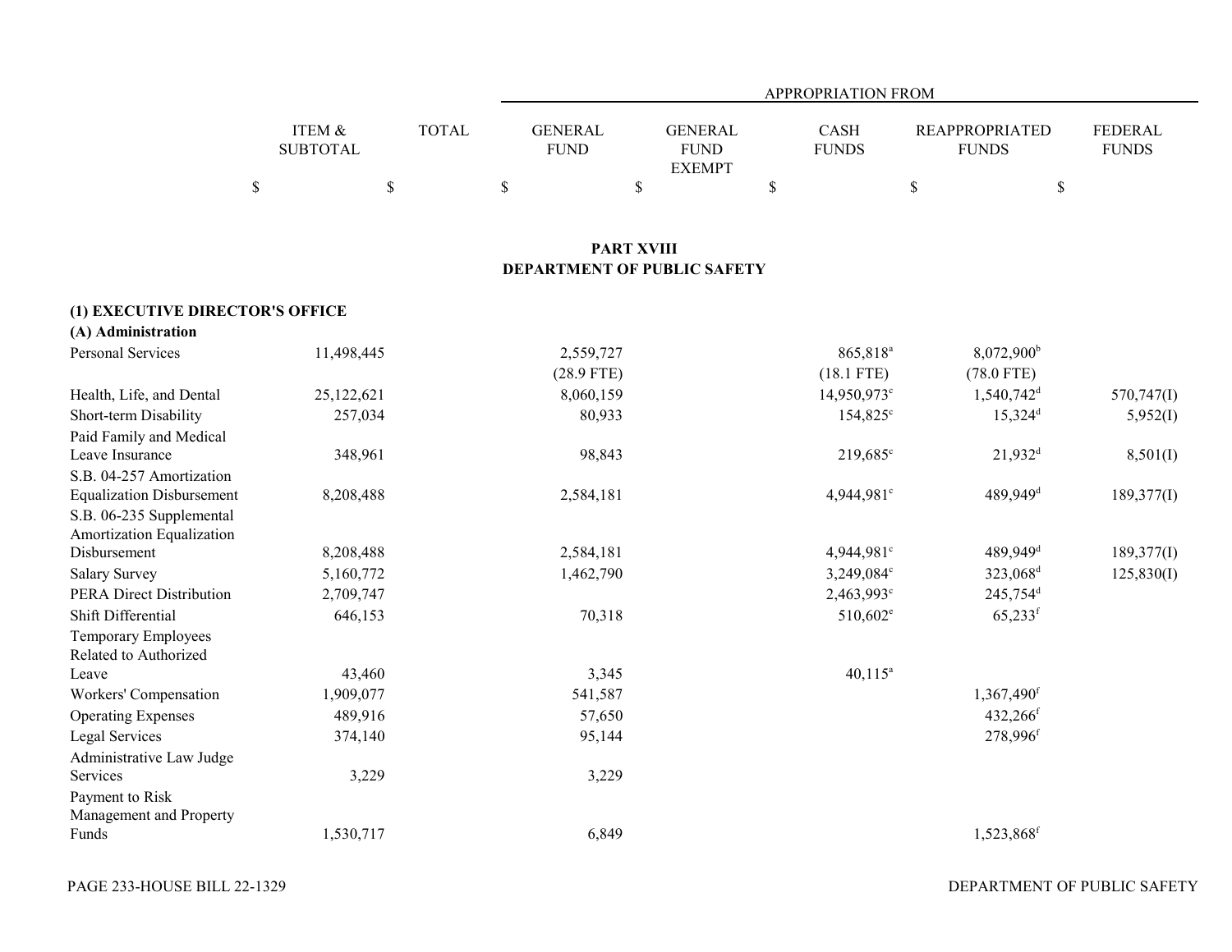| | ITEM & SUBTOTAL | TOTAL | APPROPRIATION FROM GENERAL FUND | GENERAL FUND EXEMPT | CASH FUNDS | REAPPROPRIATED FUNDS | FEDERAL FUNDS |
|---|---|---|---|---|---|---|---|
| | $ | $ | $ | $ | $ | $ | $ |

## PART XVIII
## DEPARTMENT OF PUBLIC SAFETY

**(1) EXECUTIVE DIRECTOR'S OFFICE**

**(A) Administration**

| | ITEM & SUBTOTAL | TOTAL | GENERAL FUND | GENERAL FUND EXEMPT | CASH FUNDS | REAPPROPRIATED FUNDS | FEDERAL FUNDS |
|---|---|---|---|---|---|---|---|
| Personal Services | 11,498,445 | | 2,559,727 | | 865,818[a] | 8,072,900[b] | |
| | | | (28.9 FTE) | | (18.1 FTE) | (78.0 FTE) | |
| Health, Life, and Dental | 25,122,621 | | 8,060,159 | | 14,950,973[c] | 1,540,742[d] | 570,747(I) |
| Short-term Disability | 257,034 | | 80,933 | | 154,825[c] | 15,324[d] | 5,952(I) |
| Paid Family and Medical Leave Insurance | 348,961 | | 98,843 | | 219,685[c] | 21,932[d] | 8,501(I) |
| S.B. 04-257 Amortization Equalization Disbursement | 8,208,488 | | 2,584,181 | | 4,944,981[c] | 489,949[d] | 189,377(I) |
| S.B. 06-235 Supplemental Amortization Equalization Disbursement | 8,208,488 | | 2,584,181 | | 4,944,981[c] | 489,949[d] | 189,377(I) |
| Salary Survey | 5,160,772 | | 1,462,790 | | 3,249,084[c] | 323,068[d] | 125,830(I) |
| PERA Direct Distribution | 2,709,747 | | | | 2,463,993[c] | 245,754[d] | |
| Shift Differential | 646,153 | | 70,318 | | 510,602[e] | 65,233[f] | |
| Temporary Employees Related to Authorized Leave | 43,460 | | 3,345 | | 40,115[a] | | |
| Workers' Compensation | 1,909,077 | | 541,587 | | | 1,367,490[f] | |
| Operating Expenses | 489,916 | | 57,650 | | | 432,266[f] | |
| Legal Services | 374,140 | | 95,144 | | | 278,996[f] | |
| Administrative Law Judge Services | 3,229 | | 3,229 | | | | |
| Payment to Risk Management and Property Funds | 1,530,717 | | 6,849 | | | 1,523,868[f] | |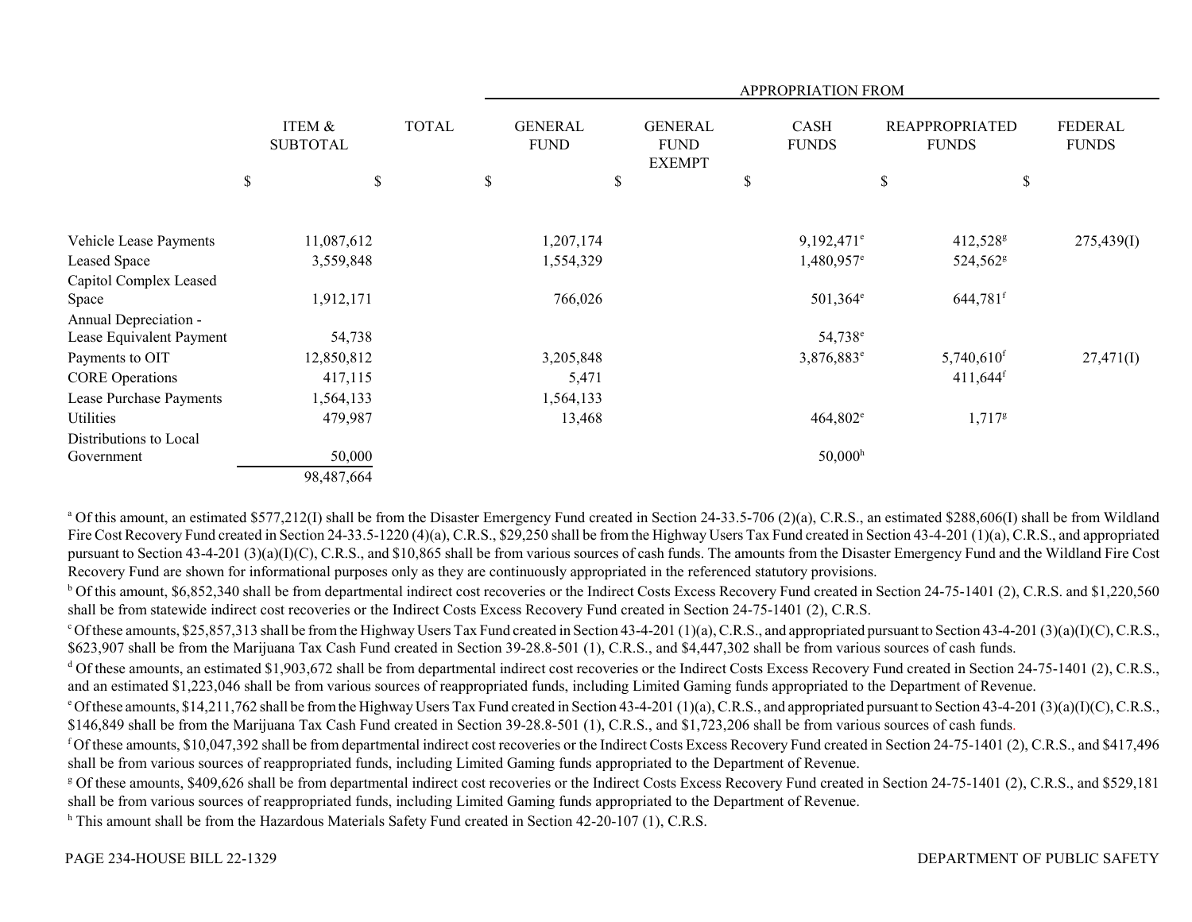| | ITEM & SUBTOTAL | TOTAL | APPROPRIATION FROM GENERAL FUND | GENERAL FUND EXEMPT | CASH FUNDS | REAPPROPRIATED FUNDS | FEDERAL FUNDS |
|---|---|---|---|---|---|---|---|
| | $ | $ | $ | $ | $ | $ | $ |
| Vehicle Lease Payments | 11,087,612 | | 1,207,174 | | 9,192,471[e] | 412,528[g] | 275,439(I) |
| Leased Space | 3,559,848 | | 1,554,329 | | 1,480,957[e] | 524,562[g] | |
| Capitol Complex Leased Space | 1,912,171 | | 766,026 | | 501,364[e] | 644,781[f] | |
| Annual Depreciation - Lease Equivalent Payment | 54,738 | | | | 54,738[e] | | |
| Payments to OIT | 12,850,812 | | 3,205,848 | | 3,876,883[e] | 5,740,610[f] | 27,471(I) |
| CORE Operations | 417,115 | | 5,471 | | | 411,644[f] | |
| Lease Purchase Payments | 1,564,133 | | 1,564,133 | | | | |
| Utilities | 479,987 | | 13,468 | | 464,802[e] | 1,717[g] | |
| Distributions to Local Government | 50,000 | | | | 50,000[h] | | |
| | 98,487,664 | | | | | | |

[a] Of this amount, an estimated $577,212(I) shall be from the Disaster Emergency Fund created in Section 24-33.5-706 (2)(a), C.R.S., an estimated $288,606(I) shall be from Wildland Fire Cost Recovery Fund created in Section 24-33.5-1220 (4)(a), C.R.S., $29,250 shall be from the Highway Users Tax Fund created in Section 43-4-201 (1)(a), C.R.S., and appropriated pursuant to Section 43-4-201 (3)(a)(I)(C), C.R.S., and $10,865 shall be from various sources of cash funds. The amounts from the Disaster Emergency Fund and the Wildland Fire Cost Recovery Fund are shown for informational purposes only as they are continuously appropriated in the referenced statutory provisions.

[b] Of this amount, $6,852,340 shall be from departmental indirect cost recoveries or the Indirect Costs Excess Recovery Fund created in Section 24-75-1401 (2), C.R.S. and $1,220,560 shall be from statewide indirect cost recoveries or the Indirect Costs Excess Recovery Fund created in Section 24-75-1401 (2), C.R.S.

[c] Of these amounts, $25,857,313 shall be from the Highway Users Tax Fund created in Section 43-4-201 (1)(a), C.R.S., and appropriated pursuant to Section 43-4-201 (3)(a)(I)(C), C.R.S., $623,907 shall be from the Marijuana Tax Cash Fund created in Section 39-28.8-501 (1), C.R.S., and $4,447,302 shall be from various sources of cash funds.

[d] Of these amounts, an estimated $1,903,672 shall be from departmental indirect cost recoveries or the Indirect Costs Excess Recovery Fund created in Section 24-75-1401 (2), C.R.S., and an estimated $1,223,046 shall be from various sources of reappropriated funds, including Limited Gaming funds appropriated to the Department of Revenue.

[e] Of these amounts, $14,211,762 shall be from the Highway Users Tax Fund created in Section 43-4-201 (1)(a), C.R.S., and appropriated pursuant to Section 43-4-201 (3)(a)(I)(C), C.R.S., $146,849 shall be from the Marijuana Tax Cash Fund created in Section 39-28.8-501 (1), C.R.S., and $1,723,206 shall be from various sources of cash funds.

[f] Of these amounts, $10,047,392 shall be from departmental indirect cost recoveries or the Indirect Costs Excess Recovery Fund created in Section 24-75-1401 (2), C.R.S., and $417,496 shall be from various sources of reappropriated funds, including Limited Gaming funds appropriated to the Department of Revenue.

[g] Of these amounts, $409,626 shall be from departmental indirect cost recoveries or the Indirect Costs Excess Recovery Fund created in Section 24-75-1401 (2), C.R.S., and $529,181 shall be from various sources of reappropriated funds, including Limited Gaming funds appropriated to the Department of Revenue.

[h] This amount shall be from the Hazardous Materials Safety Fund created in Section 42-20-107 (1), C.R.S.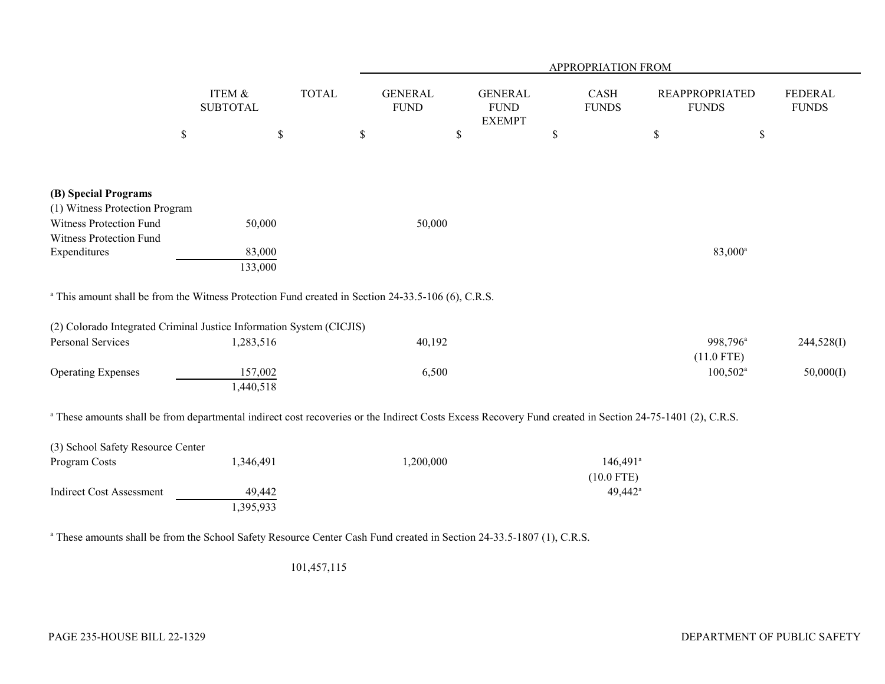| | ITEM & SUBTOTAL | TOTAL | APPROPRIATION FROM | | | | |
|---|---|---|---|---|---|---|---|
| | | | GENERAL FUND | GENERAL FUND EXEMPT | CASH FUNDS | REAPPROPRIATED FUNDS | FEDERAL FUNDS |
| | $ | $ | $ | $ | $ | $ | $ |
| **(B) Special Programs** | | | | | | | |
| (1) Witness Protection Program | | | | | | | |
| Witness Protection Fund | 50,000 | | 50,000 | | | | |
| Witness Protection Fund Expenditures | 83,000 | | | | | 83,000[a] | |
| | 133,000 | | | | | | |

[a] This amount shall be from the Witness Protection Fund created in Section 24-33.5-106 (6), C.R.S.

| | ITEM & SUBTOTAL | TOTAL | GENERAL FUND | GENERAL FUND EXEMPT | CASH FUNDS | REAPPROPRIATED FUNDS | FEDERAL FUNDS |
|---|---|---|---|---|---|---|---|
| (2) Colorado Integrated Criminal Justice Information System (CICJIS) | | | | | | | |
| Personal Services | 1,283,516 | | 40,192 | | | 998,796[a] (11.0 FTE) | 244,528(I) |
| Operating Expenses | 157,002 | | 6,500 | | | 100,502[a] | 50,000(I) |
| | 1,440,518 | | | | | | |

[a] These amounts shall be from departmental indirect cost recoveries or the Indirect Costs Excess Recovery Fund created in Section 24-75-1401 (2), C.R.S.

| | ITEM & SUBTOTAL | TOTAL | GENERAL FUND | GENERAL FUND EXEMPT | CASH FUNDS | REAPPROPRIATED FUNDS | FEDERAL FUNDS |
|---|---|---|---|---|---|---|---|
| (3) School Safety Resource Center | | | | | | | |
| Program Costs | 1,346,491 | | 1,200,000 | | 146,491[a] (10.0 FTE) | | |
| Indirect Cost Assessment | 49,442 | | | | 49,442[a] | | |
| | 1,395,933 | | | | | | |

[a] These amounts shall be from the School Safety Resource Center Cash Fund created in Section 24-33.5-1807 (1), C.R.S.

| | ITEM & SUBTOTAL | TOTAL | GENERAL FUND | GENERAL FUND EXEMPT | CASH FUNDS | REAPPROPRIATED FUNDS | FEDERAL FUNDS |
|---|---|---|---|---|---|---|---|
| | | 101,457,115 | | | | | |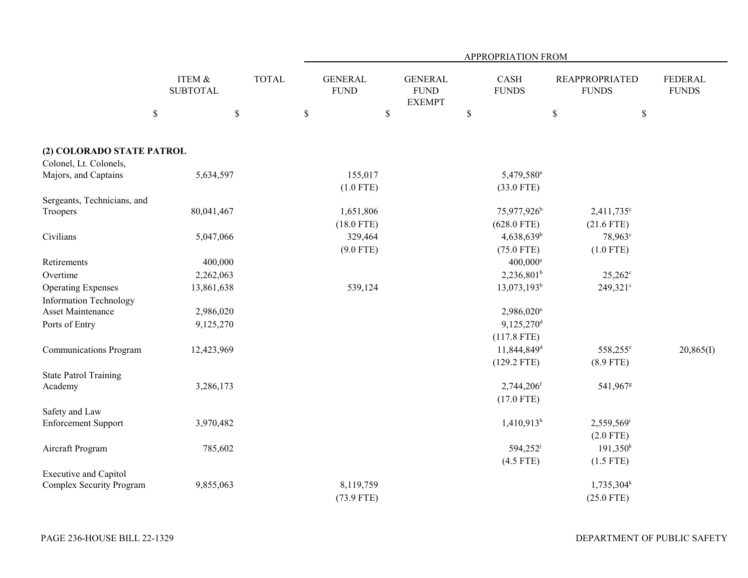| | ITEM & SUBTOTAL | TOTAL | APPROPRIATION FROM GENERAL FUND | GENERAL FUND EXEMPT | CASH FUNDS | REAPPROPRIATED FUNDS | FEDERAL FUNDS |
|---|---|---|---|---|---|---|---|
| | $ | $ | $ | $ | $ | $ | $ |
| **(2) COLORADO STATE PATROL** | | | | | | | |
| Colonel, Lt. Colonels, Majors, and Captains | 5,634,597 | | 155,017 (1.0 FTE) | | 5,479,580[a] (33.0 FTE) | | |
| Sergeants, Technicians, and Troopers | 80,041,467 | | 1,651,806 (18.0 FTE) | | 75,977,926[b] (628.0 FTE) | 2,411,735[c] (21.6 FTE) | |
| Civilians | 5,047,066 | | 329,464 (9.0 FTE) | | 4,638,639[b] (75.0 FTE) | 78,963[c] (1.0 FTE) | |
| Retirements | 400,000 | | | | 400,000[a] | | |
| Overtime | 2,262,063 | | | | 2,236,801[b] | 25,262[c] | |
| Operating Expenses | 13,861,638 | | 539,124 | | 13,073,193[b] | 249,321[c] | |
| Information Technology Asset Maintenance | 2,986,020 | | | | 2,986,020[a] | | |
| Ports of Entry | 9,125,270 | | | | 9,125,270[d] (117.8 FTE) | | |
| Communications Program | 12,423,969 | | | | 11,844,849[d] (129.2 FTE) | 558,255[e] (8.9 FTE) | 20,865(I) |
| State Patrol Training Academy | 3,286,173 | | | | 2,744,206[f] (17.0 FTE) | 541,967[g] | |
| Safety and Law Enforcement Support | 3,970,482 | | | | 1,410,913[h] | 2,559,569[i] (2.0 FTE) | |
| Aircraft Program | 785,602 | | | | 594,252[j] (4.5 FTE) | 191,350[k] (1.5 FTE) | |
| Executive and Capitol Complex Security Program | 9,855,063 | | 8,119,759 (73.9 FTE) | | | 1,735,304[k] (25.0 FTE) | |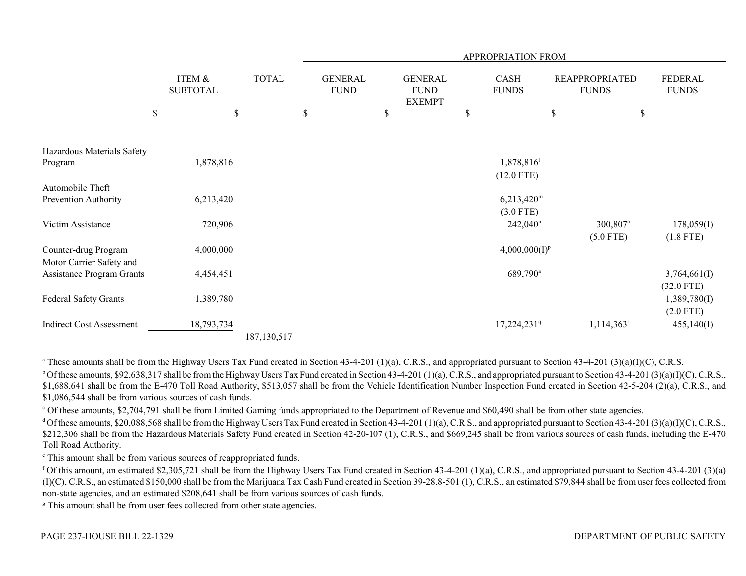| | ITEM & SUBTOTAL | TOTAL | APPROPRIATION FROM GENERAL FUND | GENERAL FUND EXEMPT | CASH FUNDS | REAPPROPRIATED FUNDS | FEDERAL FUNDS |
|---|---|---|---|---|---|---|---|
| | $ | $ | $ | $ | $ | $ | $ |
| Hazardous Materials Safety Program | 1,878,816 | | | | 1,878,816[l] (12.0 FTE) | | |
| Automobile Theft Prevention Authority | 6,213,420 | | | | 6,213,420[m] (3.0 FTE) | | |
| Victim Assistance | 720,906 | | | | 242,040[n] | 300,807[o] (5.0 FTE) | 178,059(I) (1.8 FTE) |
| Counter-drug Program | 4,000,000 | | | | 4,000,000(I)[p] | | |
| Motor Carrier Safety and Assistance Program Grants | 4,454,451 | | | | 689,790[a] | | 3,764,661(I) (32.0 FTE) |
| Federal Safety Grants | 1,389,780 | | | | | | 1,389,780(I) (2.0 FTE) |
| Indirect Cost Assessment | 18,793,734 | | | | 17,224,231[q] | 1,114,363[r] | 455,140(I) |
| | | 187,130,517 | | | | | |

[a] These amounts shall be from the Highway Users Tax Fund created in Section 43-4-201 (1)(a), C.R.S., and appropriated pursuant to Section 43-4-201 (3)(a)(I)(C), C.R.S.

[b] Of these amounts, $92,638,317 shall be from the Highway Users Tax Fund created in Section 43-4-201 (1)(a), C.R.S., and appropriated pursuant to Section 43-4-201 (3)(a)(I)(C), C.R.S., $1,688,641 shall be from the E-470 Toll Road Authority, $513,057 shall be from the Vehicle Identification Number Inspection Fund created in Section 42-5-204 (2)(a), C.R.S., and $1,086,544 shall be from various sources of cash funds.

[c] Of these amounts, $2,704,791 shall be from Limited Gaming funds appropriated to the Department of Revenue and $60,490 shall be from other state agencies.

[d] Of these amounts, $20,088,568 shall be from the Highway Users Tax Fund created in Section 43-4-201 (1)(a), C.R.S., and appropriated pursuant to Section 43-4-201 (3)(a)(I)(C), C.R.S., $212,306 shall be from the Hazardous Materials Safety Fund created in Section 42-20-107 (1), C.R.S., and $669,245 shall be from various sources of cash funds, including the E-470 Toll Road Authority.

[e] This amount shall be from various sources of reappropriated funds.

[f] Of this amount, an estimated $2,305,721 shall be from the Highway Users Tax Fund created in Section 43-4-201 (1)(a), C.R.S., and appropriated pursuant to Section 43-4-201 (3)(a)(I)(C), C.R.S., an estimated $150,000 shall be from the Marijuana Tax Cash Fund created in Section 39-28.8-501 (1), C.R.S., an estimated $79,844 shall be from user fees collected from non-state agencies, and an estimated $208,641 shall be from various sources of cash funds.

[g] This amount shall be from user fees collected from other state agencies.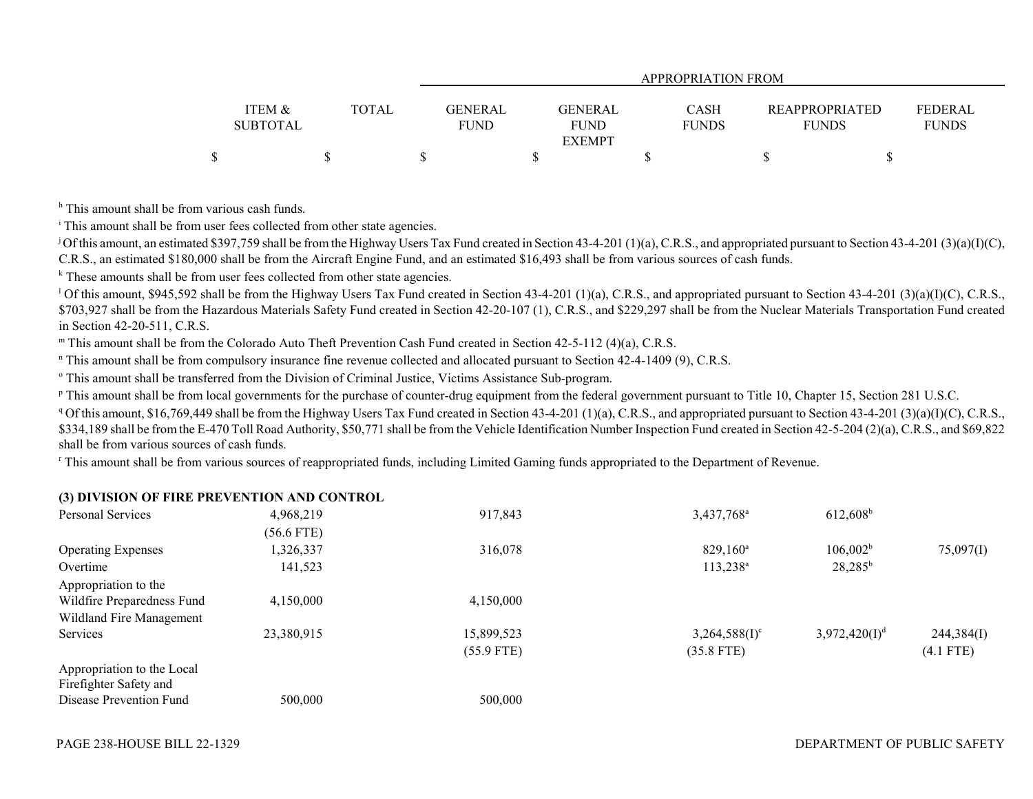| | ITEM & SUBTOTAL | TOTAL | APPROPRIATION FROM GENERAL FUND | GENERAL FUND EXEMPT | CASH FUNDS | REAPPROPRIATED FUNDS | FEDERAL FUNDS |
|---|---|---|---|---|---|---|---|
| | $ | $ | $ | $ | $ | $ | $ |

[h] This amount shall be from various cash funds.

[i] This amount shall be from user fees collected from other state agencies.

[j] Of this amount, an estimated $397,759 shall be from the Highway Users Tax Fund created in Section 43-4-201 (1)(a), C.R.S., and appropriated pursuant to Section 43-4-201 (3)(a)(I)(C), C.R.S., an estimated $180,000 shall be from the Aircraft Engine Fund, and an estimated $16,493 shall be from various sources of cash funds.

[k] These amounts shall be from user fees collected from other state agencies.

[l] Of this amount, $945,592 shall be from the Highway Users Tax Fund created in Section 43-4-201 (1)(a), C.R.S., and appropriated pursuant to Section 43-4-201 (3)(a)(I)(C), C.R.S., $703,927 shall be from the Hazardous Materials Safety Fund created in Section 42-20-107 (1), C.R.S., and $229,297 shall be from the Nuclear Materials Transportation Fund created in Section 42-20-511, C.R.S.

[m] This amount shall be from the Colorado Auto Theft Prevention Cash Fund created in Section 42-5-112 (4)(a), C.R.S.

[n] This amount shall be from compulsory insurance fine revenue collected and allocated pursuant to Section 42-4-1409 (9), C.R.S.

[o] This amount shall be transferred from the Division of Criminal Justice, Victims Assistance Sub-program.

[p] This amount shall be from local governments for the purchase of counter-drug equipment from the federal government pursuant to Title 10, Chapter 15, Section 281 U.S.C.

[q] Of this amount, $16,769,449 shall be from the Highway Users Tax Fund created in Section 43-4-201 (1)(a), C.R.S., and appropriated pursuant to Section 43-4-201 (3)(a)(I)(C), C.R.S., $334,189 shall be from the E-470 Toll Road Authority, $50,771 shall be from the Vehicle Identification Number Inspection Fund created in Section 42-5-204 (2)(a), C.R.S., and $69,822 shall be from various sources of cash funds.

[r] This amount shall be from various sources of reappropriated funds, including Limited Gaming funds appropriated to the Department of Revenue.

**(3) DIVISION OF FIRE PREVENTION AND CONTROL**

| | ITEM & SUBTOTAL | TOTAL | GENERAL FUND | GENERAL FUND EXEMPT | CASH FUNDS | REAPPROPRIATED FUNDS | FEDERAL FUNDS |
|---|---|---|---|---|---|---|---|
| Personal Services | 4,968,219 | | 917,843 | | 3,437,768[a] | 612,608[b] | |
| | (56.6 FTE) | | | | | | |
| Operating Expenses | 1,326,337 | | 316,078 | | 829,160[a] | 106,002[b] | 75,097(I) |
| Overtime | 141,523 | | | | 113,238[a] | 28,285[b] | |
| Appropriation to the Wildfire Preparedness Fund | 4,150,000 | | 4,150,000 | | | | |
| Wildland Fire Management Services | 23,380,915 | | 15,899,523 | | 3,264,588(I)[c] | 3,972,420(I)[d] | 244,384(I) |
| | | | (55.9 FTE) | | (35.8 FTE) | | (4.1 FTE) |
| Appropriation to the Local Firefighter Safety and Disease Prevention Fund | 500,000 | | 500,000 | | | | |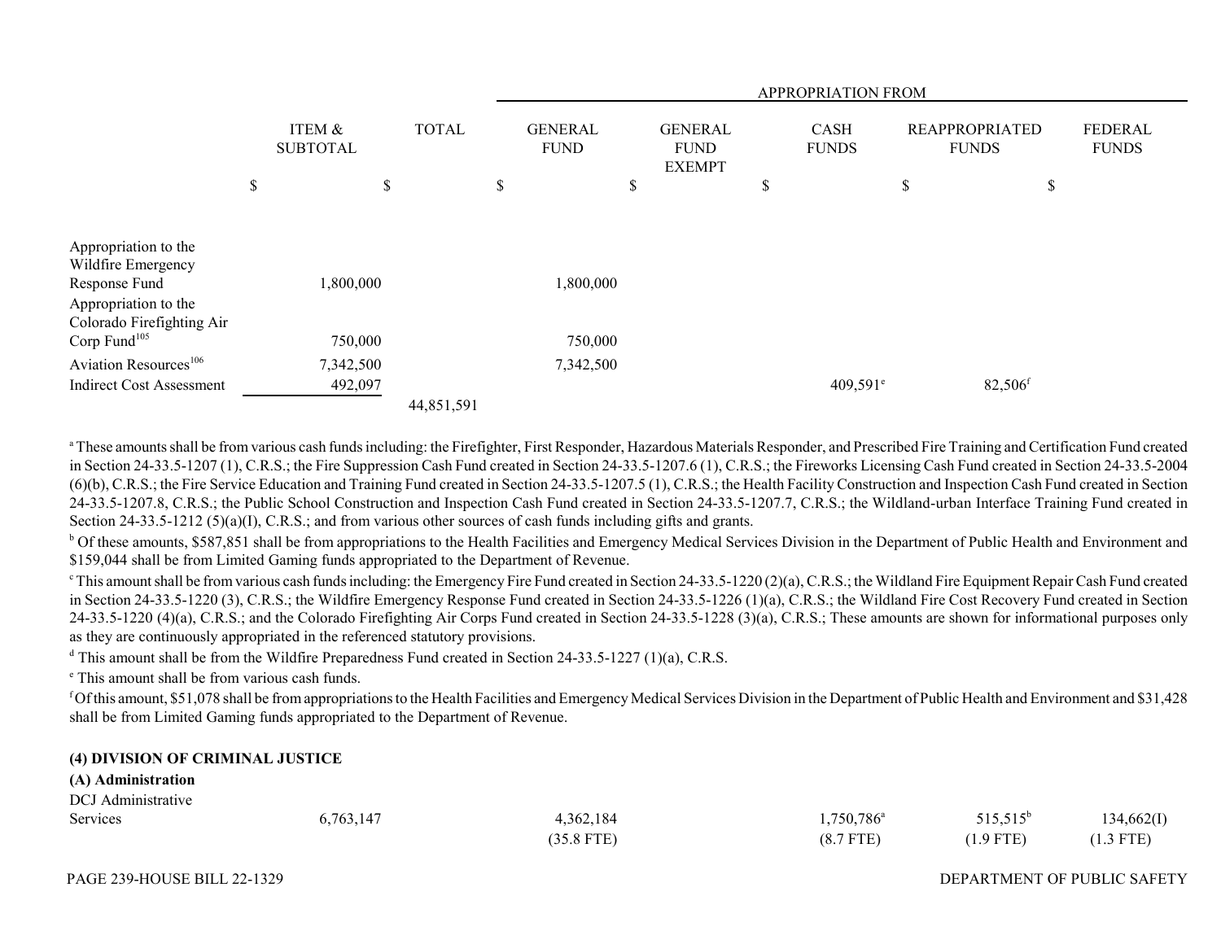| | ITEM & SUBTOTAL | TOTAL | APPROPRIATION FROM | | | | |
|---|---|---|---|---|---|---|---|
| | | | GENERAL FUND | GENERAL FUND EXEMPT | CASH FUNDS | REAPPROPRIATED FUNDS | FEDERAL FUNDS |
| | $ | $ | $ | $ | $ | $ | $ |
| Appropriation to the Wildfire Emergency Response Fund | 1,800,000 | | 1,800,000 | | | | |
| Appropriation to the Colorado Firefighting Air Corp Fund[105] | 750,000 | | 750,000 | | | | |
| Aviation Resources[106] | 7,342,500 | | 7,342,500 | | | | |
| Indirect Cost Assessment | 492,097 | | | | 409,591[e] | 82,506[f] | |
| | | 44,851,591 | | | | | |

[a] These amounts shall be from various cash funds including: the Firefighter, First Responder, Hazardous Materials Responder, and Prescribed Fire Training and Certification Fund created in Section 24-33.5-1207 (1), C.R.S.; the Fire Suppression Cash Fund created in Section 24-33.5-1207.6 (1), C.R.S.; the Fireworks Licensing Cash Fund created in Section 24-33.5-2004 (6)(b), C.R.S.; the Fire Service Education and Training Fund created in Section 24-33.5-1207.5 (1), C.R.S.; the Health Facility Construction and Inspection Cash Fund created in Section 24-33.5-1207.8, C.R.S.; the Public School Construction and Inspection Cash Fund created in Section 24-33.5-1207.7, C.R.S.; the Wildland-urban Interface Training Fund created in Section 24-33.5-1212 (5)(a)(I), C.R.S.; and from various other sources of cash funds including gifts and grants.

[b] Of these amounts, $587,851 shall be from appropriations to the Health Facilities and Emergency Medical Services Division in the Department of Public Health and Environment and $159,044 shall be from Limited Gaming funds appropriated to the Department of Revenue.

[c] This amount shall be from various cash funds including: the Emergency Fire Fund created in Section 24-33.5-1220 (2)(a), C.R.S.; the Wildland Fire Equipment Repair Cash Fund created in Section 24-33.5-1220 (3), C.R.S.; the Wildfire Emergency Response Fund created in Section 24-33.5-1226 (1)(a), C.R.S.; the Wildland Fire Cost Recovery Fund created in Section 24-33.5-1220 (4)(a), C.R.S.; and the Colorado Firefighting Air Corps Fund created in Section 24-33.5-1228 (3)(a), C.R.S.; These amounts are shown for informational purposes only as they are continuously appropriated in the referenced statutory provisions.

[d] This amount shall be from the Wildfire Preparedness Fund created in Section 24-33.5-1227 (1)(a), C.R.S.

[e] This amount shall be from various cash funds.

[f] Of this amount, $51,078 shall be from appropriations to the Health Facilities and Emergency Medical Services Division in the Department of Public Health and Environment and $31,428 shall be from Limited Gaming funds appropriated to the Department of Revenue.

**(4) DIVISION OF CRIMINAL JUSTICE**

**(A) Administration**

| | ITEM & SUBTOTAL | TOTAL | GENERAL FUND | GENERAL FUND EXEMPT | CASH FUNDS | REAPPROPRIATED FUNDS | FEDERAL FUNDS |
|---|---|---|---|---|---|---|---|
| DCJ Administrative Services | 6,763,147 | | 4,362,184 | | 1,750,786[a] | 515,515[b] | 134,662(I) |
| | | | (35.8 FTE) | | (8.7 FTE) | (1.9 FTE) | (1.3 FTE) |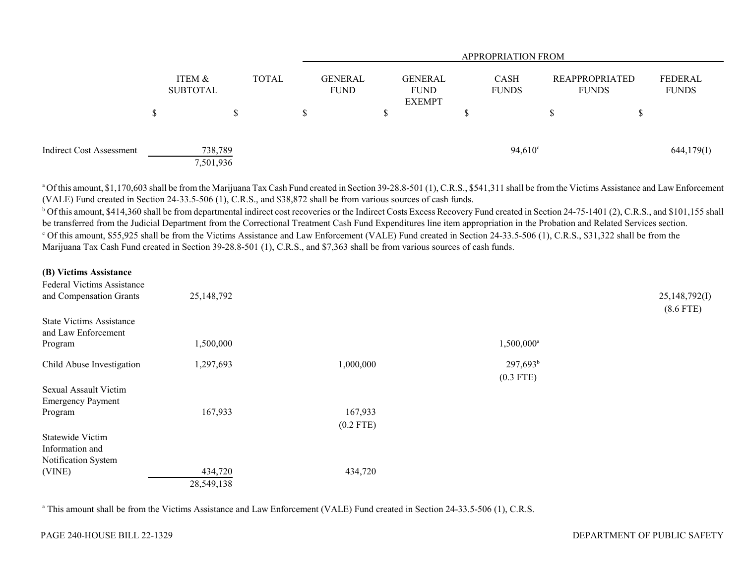| | ITEM & SUBTOTAL | TOTAL | APPROPRIATION FROM GENERAL FUND | GENERAL FUND EXEMPT | CASH FUNDS | REAPPROPRIATED FUNDS | FEDERAL FUNDS |
|---|---|---|---|---|---|---|---|
| | $ | $ | $ | $ | $ | $ | $ |
| Indirect Cost Assessment | 738,789 | | | | 94,610[c] | | 644,179(I) |
| | 7,501,936 | | | | | | |

[a] Of this amount, $1,170,603 shall be from the Marijuana Tax Cash Fund created in Section 39-28.8-501 (1), C.R.S., $541,311 shall be from the Victims Assistance and Law Enforcement (VALE) Fund created in Section 24-33.5-506 (1), C.R.S., and $38,872 shall be from various sources of cash funds.

[b] Of this amount, $414,360 shall be from departmental indirect cost recoveries or the Indirect Costs Excess Recovery Fund created in Section 24-75-1401 (2), C.R.S., and $101,155 shall be transferred from the Judicial Department from the Correctional Treatment Cash Fund Expenditures line item appropriation in the Probation and Related Services section.

[c] Of this amount, $55,925 shall be from the Victims Assistance and Law Enforcement (VALE) Fund created in Section 24-33.5-506 (1), C.R.S., $31,322 shall be from the Marijuana Tax Cash Fund created in Section 39-28.8-501 (1), C.R.S., and $7,363 shall be from various sources of cash funds.

| | ITEM & SUBTOTAL | TOTAL | GENERAL FUND | GENERAL FUND EXEMPT | CASH FUNDS | REAPPROPRIATED FUNDS | FEDERAL FUNDS |
|---|---|---|---|---|---|---|---|
| **(B) Victims Assistance** | | | | | | | |
| Federal Victims Assistance and Compensation Grants | 25,148,792 | | | | | | 25,148,792(I) (8.6 FTE) |
| State Victims Assistance and Law Enforcement Program | 1,500,000 | | | | 1,500,000[a] | | |
| Child Abuse Investigation | 1,297,693 | | 1,000,000 | | 297,693[b] (0.3 FTE) | | |
| Sexual Assault Victim Emergency Payment Program | 167,933 | | 167,933 (0.2 FTE) | | | | |
| Statewide Victim Information and Notification System (VINE) | 434,720 | | 434,720 | | | | |
| | 28,549,138 | | | | | | |

[a] This amount shall be from the Victims Assistance and Law Enforcement (VALE) Fund created in Section 24-33.5-506 (1), C.R.S.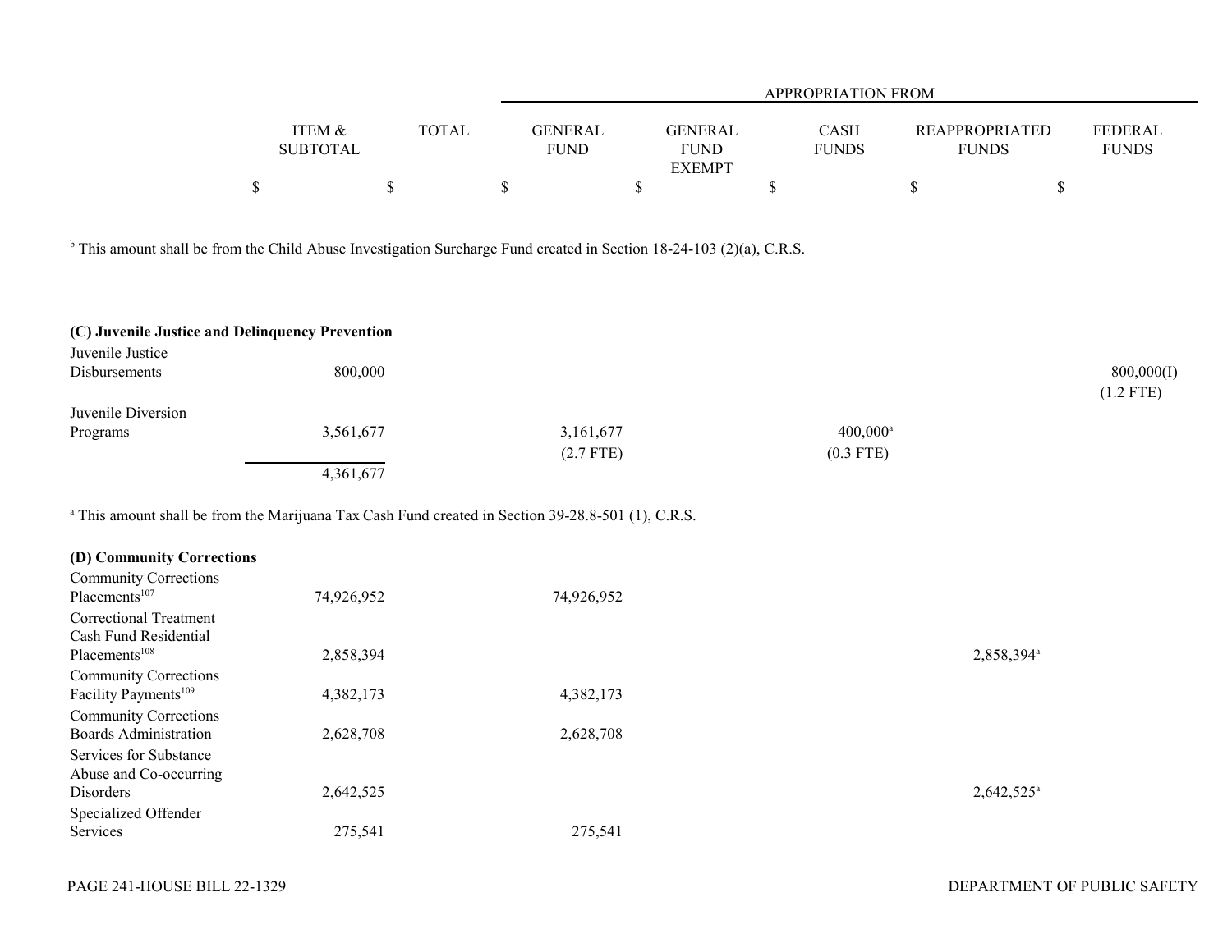| | ITEM & SUBTOTAL | TOTAL | GENERAL FUND | GENERAL FUND EXEMPT | CASH FUNDS | REAPPROPRIATED FUNDS | FEDERAL FUNDS |
|---|---|---|---|---|---|---|---|
| | | | APPROPRIATION FROM | | | | |
| | $ | $ | $ | $ | $ | $ | $ |

[b] This amount shall be from the Child Abuse Investigation Surcharge Fund created in Section 18-24-103 (2)(a), C.R.S.

**(C) Juvenile Justice and Delinquency Prevention**

| | ITEM & SUBTOTAL | TOTAL | GENERAL FUND | GENERAL FUND EXEMPT | CASH FUNDS | REAPPROPRIATED FUNDS | FEDERAL FUNDS |
|---|---|---|---|---|---|---|---|
| Juvenile Justice Disbursements | 800,000 | | | | | | 800,000(I) (1.2 FTE) |
| Juvenile Diversion Programs | 3,561,677 | | 3,161,677 (2.7 FTE) | | 400,000[a] (0.3 FTE) | | |
| | 4,361,677 | | | | | | |

[a] This amount shall be from the Marijuana Tax Cash Fund created in Section 39-28.8-501 (1), C.R.S.

**(D) Community Corrections**

| | ITEM & SUBTOTAL | TOTAL | GENERAL FUND | GENERAL FUND EXEMPT | CASH FUNDS | REAPPROPRIATED FUNDS | FEDERAL FUNDS |
|---|---|---|---|---|---|---|---|
| Community Corrections Placements[107] | 74,926,952 | | 74,926,952 | | | | |
| Correctional Treatment Cash Fund Residential Placements[108] | 2,858,394 | | | | | 2,858,394[a] | |
| Community Corrections Facility Payments[109] | 4,382,173 | | 4,382,173 | | | | |
| Community Corrections Boards Administration | 2,628,708 | | 2,628,708 | | | | |
| Services for Substance Abuse and Co-occurring Disorders | 2,642,525 | | | | | 2,642,525[a] | |
| Specialized Offender Services | 275,541 | | 275,541 | | | | |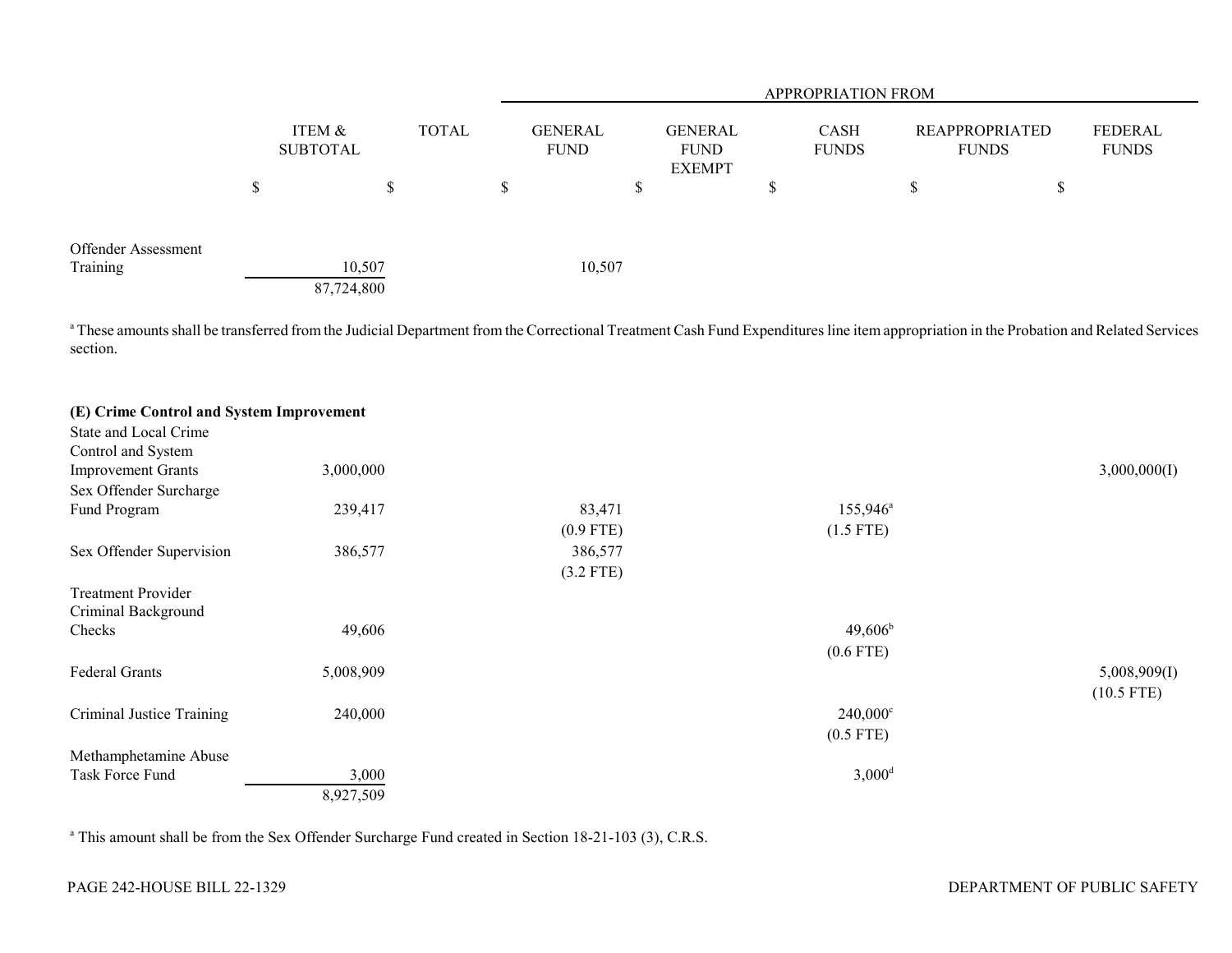| | ITEM & SUBTOTAL | TOTAL | APPROPRIATION FROM | | | | |
|---|---|---|---|---|---|---|---|
| | | | GENERAL FUND | GENERAL FUND EXEMPT | CASH FUNDS | REAPPROPRIATED FUNDS | FEDERAL FUNDS |
| | $ | $ | $ | $ | $ | $ | $ |
| Offender Assessment Training | 10,507 | | 10,507 | | | | |
| | 87,724,800 | | | | | | |

[a] These amounts shall be transferred from the Judicial Department from the Correctional Treatment Cash Fund Expenditures line item appropriation in the Probation and Related Services section.

**(E) Crime Control and System Improvement**

| | ITEM & SUBTOTAL | TOTAL | GENERAL FUND | GENERAL FUND EXEMPT | CASH FUNDS | REAPPROPRIATED FUNDS | FEDERAL FUNDS |
|---|---|---|---|---|---|---|---|
| State and Local Crime Control and System Improvement Grants | 3,000,000 | | | | | | 3,000,000(I) |
| Sex Offender Surcharge Fund Program | 239,417 | | 83,471<br>(0.9 FTE) | | 155,946[a]<br>(1.5 FTE) | | |
| Sex Offender Supervision | 386,577 | | 386,577<br>(3.2 FTE) | | | | |
| Treatment Provider Criminal Background Checks | 49,606 | | | | 49,606[b]<br>(0.6 FTE) | | |
| Federal Grants | 5,008,909 | | | | | | 5,008,909(I)<br>(10.5 FTE) |
| Criminal Justice Training | 240,000 | | | | 240,000[c]<br>(0.5 FTE) | | |
| Methamphetamine Abuse Task Force Fund | 3,000 | | | | 3,000[d] | | |
| | 8,927,509 | | | | | | |

[a] This amount shall be from the Sex Offender Surcharge Fund created in Section 18-21-103 (3), C.R.S.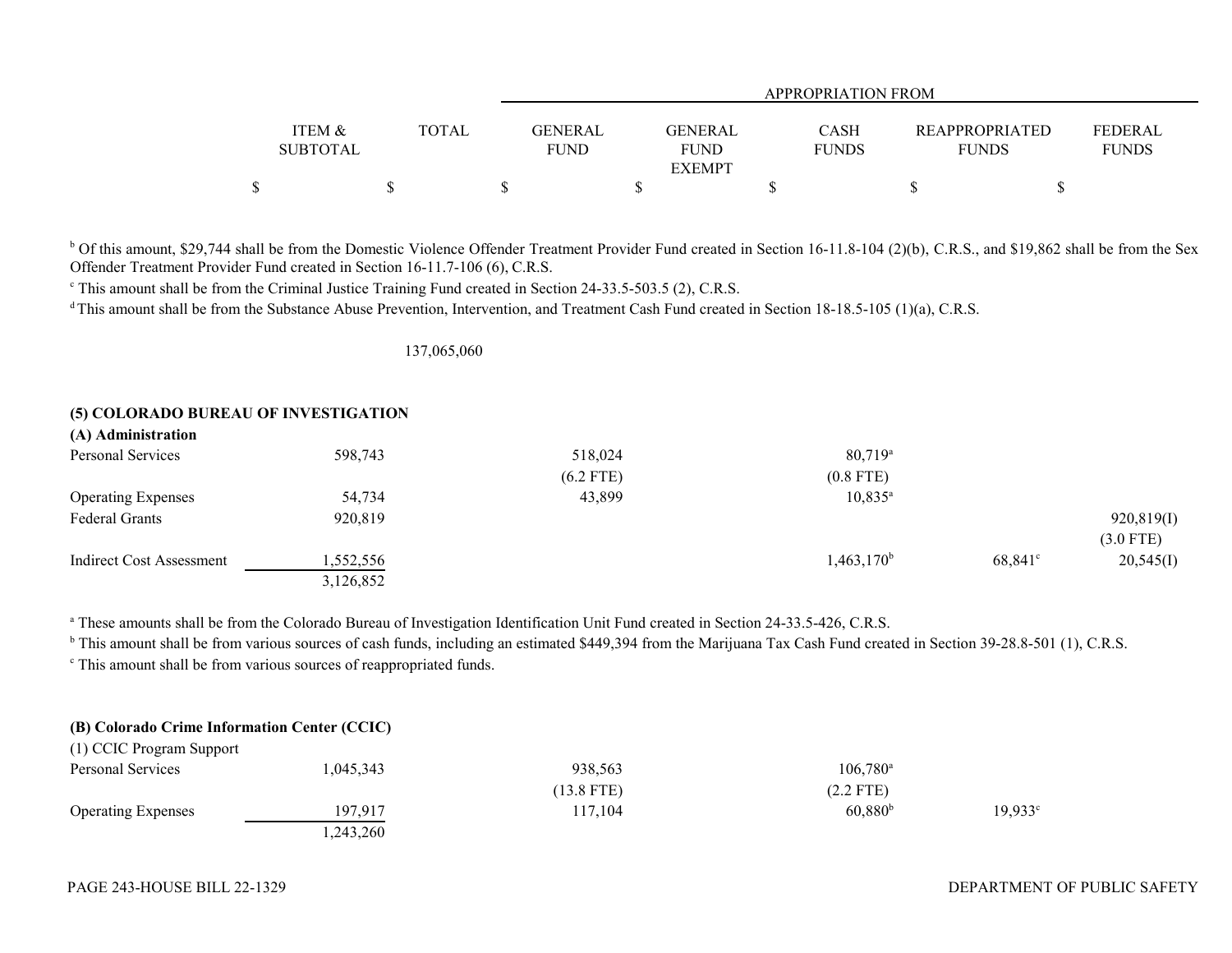| | ITEM & SUBTOTAL | TOTAL | GENERAL FUND | GENERAL FUND EXEMPT | CASH FUNDS | REAPPROPRIATED FUNDS | FEDERAL FUNDS |
|---|---|---|---|---|---|---|---|
| | | | APPROPRIATION FROM | | | | |
| | $ | $ | $ | $ | $ | $ | $ |

[b] Of this amount, $29,744 shall be from the Domestic Violence Offender Treatment Provider Fund created in Section 16-11.8-104 (2)(b), C.R.S., and $19,862 shall be from the Sex Offender Treatment Provider Fund created in Section 16-11.7-106 (6), C.R.S.

[c] This amount shall be from the Criminal Justice Training Fund created in Section 24-33.5-503.5 (2), C.R.S.

[d] This amount shall be from the Substance Abuse Prevention, Intervention, and Treatment Cash Fund created in Section 18-18.5-105 (1)(a), C.R.S.

| | ITEM & SUBTOTAL | TOTAL | GENERAL FUND | GENERAL FUND EXEMPT | CASH FUNDS | REAPPROPRIATED FUNDS | FEDERAL FUNDS |
|---|---|---|---|---|---|---|---|
| | | 137,065,060 | | | | | |

**(5) COLORADO BUREAU OF INVESTIGATION**

**(A) Administration**

| | ITEM & SUBTOTAL | TOTAL | GENERAL FUND | GENERAL FUND EXEMPT | CASH FUNDS | REAPPROPRIATED FUNDS | FEDERAL FUNDS |
|---|---|---|---|---|---|---|---|
| Personal Services | 598,743 | | 518,024 | | 80,719[a] | | |
| | | | (6.2 FTE) | | (0.8 FTE) | | |
| Operating Expenses | 54,734 | | 43,899 | | 10,835[a] | | |
| Federal Grants | 920,819 | | | | | | 920,819(I) |
| | | | | | | | (3.0 FTE) |
| Indirect Cost Assessment | 1,552,556 | | | | 1,463,170[b] | 68,841[c] | 20,545(I) |
| | 3,126,852 | | | | | | |

[a] These amounts shall be from the Colorado Bureau of Investigation Identification Unit Fund created in Section 24-33.5-426, C.R.S.

[b] This amount shall be from various sources of cash funds, including an estimated $449,394 from the Marijuana Tax Cash Fund created in Section 39-28.8-501 (1), C.R.S.

[c] This amount shall be from various sources of reappropriated funds.

**(B) Colorado Crime Information Center (CCIC)**

(1) CCIC Program Support

| | ITEM & SUBTOTAL | TOTAL | GENERAL FUND | GENERAL FUND EXEMPT | CASH FUNDS | REAPPROPRIATED FUNDS | FEDERAL FUNDS |
|---|---|---|---|---|---|---|---|
| Personal Services | 1,045,343 | | 938,563 | | 106,780[a] | | |
| | | | (13.8 FTE) | | (2.2 FTE) | | |
| Operating Expenses | 197,917 | | 117,104 | | 60,880[b] | 19,933[c] | |
| | 1,243,260 | | | | | | |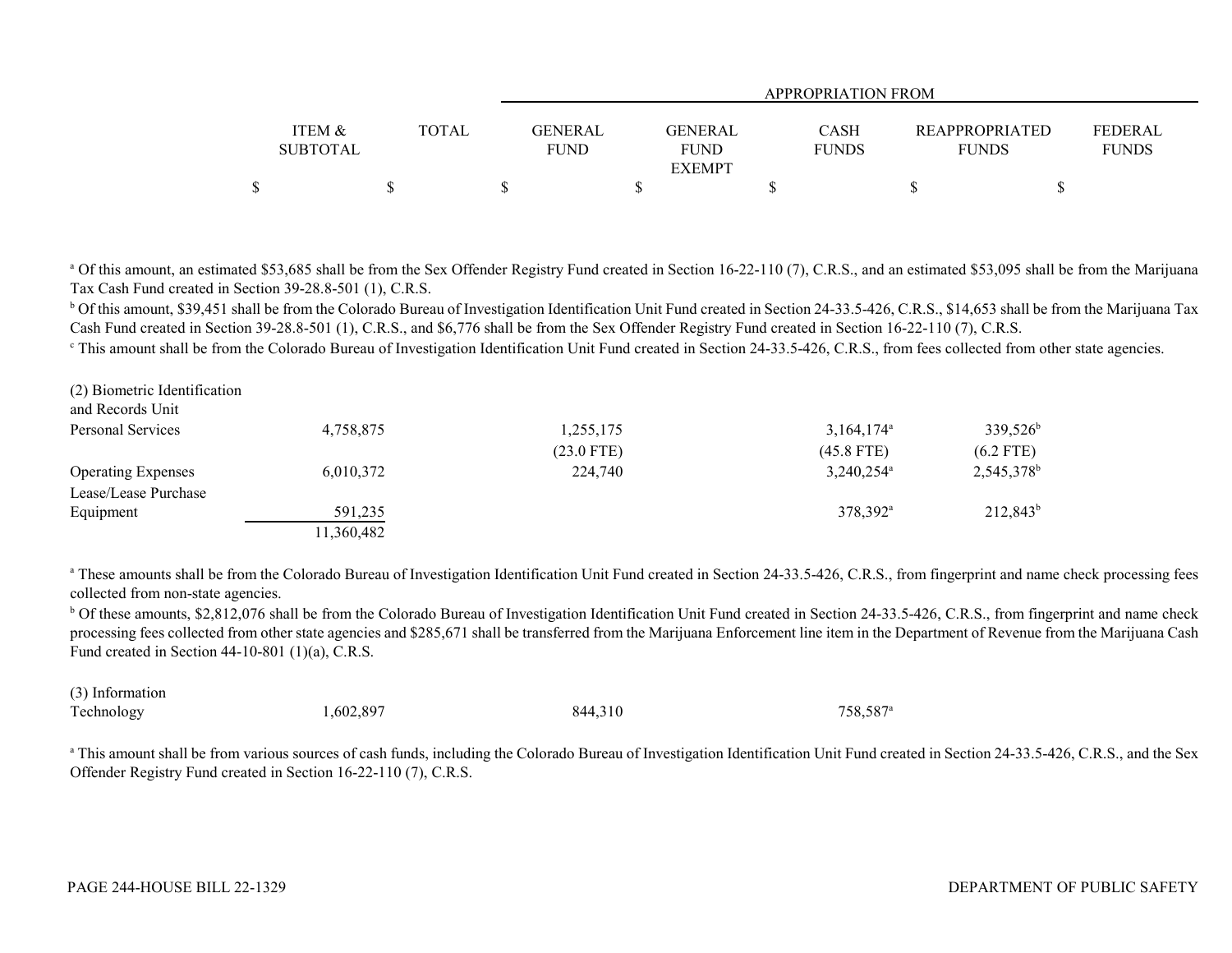| | ITEM & SUBTOTAL | TOTAL | GENERAL FUND | GENERAL FUND EXEMPT | CASH FUNDS | REAPPROPRIATED FUNDS | FEDERAL FUNDS |
|---|---|---|---|---|---|---|---|
| | | | APPROPRIATION FROM | | | | |
| | $ | $ | $ | $ | $ | $ | $ |

[a] Of this amount, an estimated $53,685 shall be from the Sex Offender Registry Fund created in Section 16-22-110 (7), C.R.S., and an estimated $53,095 shall be from the Marijuana Tax Cash Fund created in Section 39-28.8-501 (1), C.R.S.

[b] Of this amount, $39,451 shall be from the Colorado Bureau of Investigation Identification Unit Fund created in Section 24-33.5-426, C.R.S., $14,653 shall be from the Marijuana Tax Cash Fund created in Section 39-28.8-501 (1), C.R.S., and $6,776 shall be from the Sex Offender Registry Fund created in Section 16-22-110 (7), C.R.S.

[c] This amount shall be from the Colorado Bureau of Investigation Identification Unit Fund created in Section 24-33.5-426, C.R.S., from fees collected from other state agencies.

| | ITEM & SUBTOTAL | TOTAL | GENERAL FUND | GENERAL FUND EXEMPT | CASH FUNDS | REAPPROPRIATED FUNDS | FEDERAL FUNDS |
|---|---|---|---|---|---|---|---|
| (2) Biometric Identification and Records Unit | | | | | | | |
| Personal Services | 4,758,875 | | 1,255,175 | | 3,164,174[a] | 339,526[b] | |
| | | | (23.0 FTE) | | (45.8 FTE) | (6.2 FTE) | |
| Operating Expenses | 6,010,372 | | 224,740 | | 3,240,254[a] | 2,545,378[b] | |
| Lease/Lease Purchase Equipment | 591,235 | | | | 378,392[a] | 212,843[b] | |
| | 11,360,482 | | | | | | |

[a] These amounts shall be from the Colorado Bureau of Investigation Identification Unit Fund created in Section 24-33.5-426, C.R.S., from fingerprint and name check processing fees collected from non-state agencies.

[b] Of these amounts, $2,812,076 shall be from the Colorado Bureau of Investigation Identification Unit Fund created in Section 24-33.5-426, C.R.S., from fingerprint and name check processing fees collected from other state agencies and $285,671 shall be transferred from the Marijuana Enforcement line item in the Department of Revenue from the Marijuana Cash Fund created in Section 44-10-801 (1)(a), C.R.S.

| | ITEM & SUBTOTAL | TOTAL | GENERAL FUND | GENERAL FUND EXEMPT | CASH FUNDS | REAPPROPRIATED FUNDS | FEDERAL FUNDS |
|---|---|---|---|---|---|---|---|
| (3) Information Technology | 1,602,897 | | 844,310 | | 758,587[a] | | |

[a] This amount shall be from various sources of cash funds, including the Colorado Bureau of Investigation Identification Unit Fund created in Section 24-33.5-426, C.R.S., and the Sex Offender Registry Fund created in Section 16-22-110 (7), C.R.S.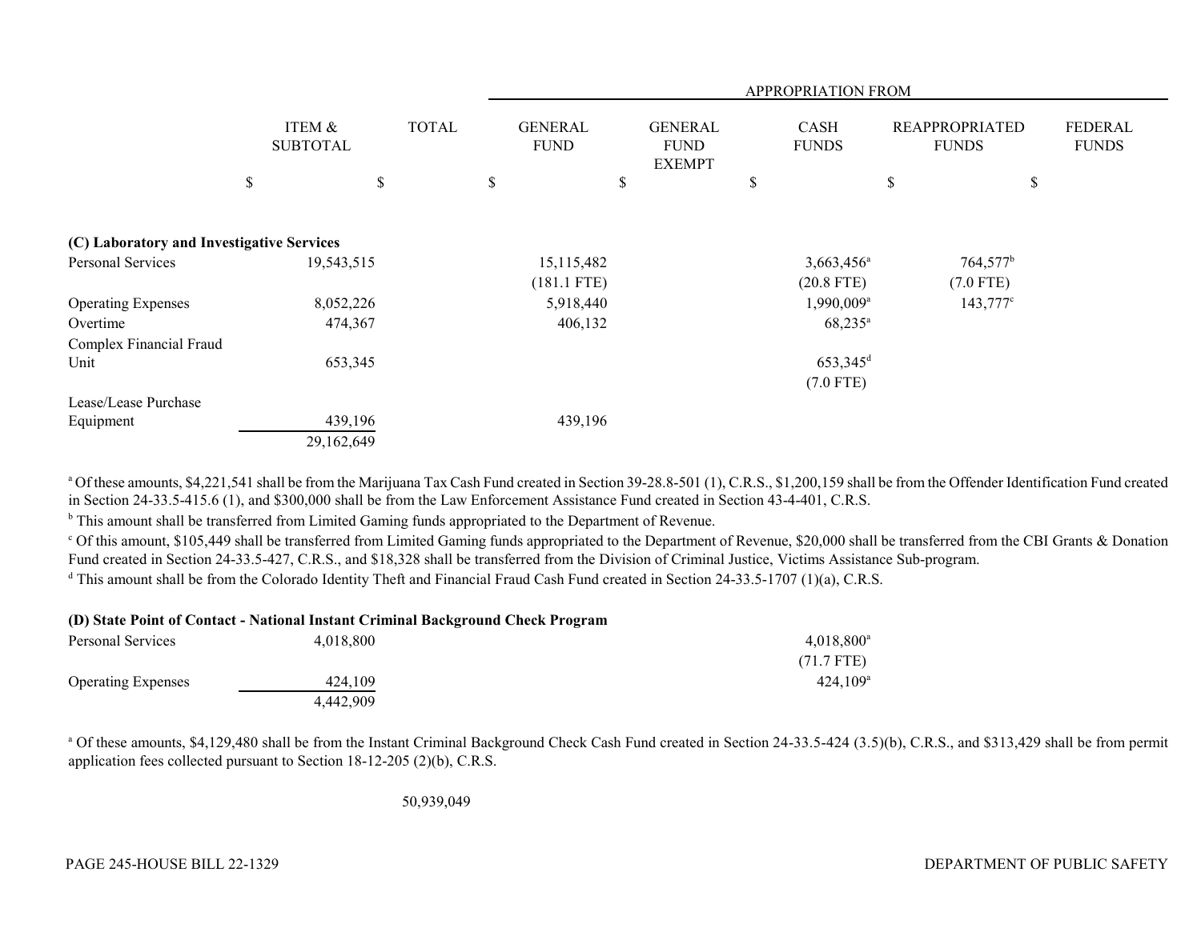| | ITEM & SUBTOTAL | TOTAL | APPROPRIATION FROM GENERAL FUND | GENERAL FUND EXEMPT | CASH FUNDS | REAPPROPRIATED FUNDS | FEDERAL FUNDS |
|---|---|---|---|---|---|---|---|
| | $ | $ | $ | $ | $ | $ | $ |
| **(C) Laboratory and Investigative Services** | | | | | | | |
| Personal Services | 19,543,515 | | 15,115,482 (181.1 FTE) | | 3,663,456[a] (20.8 FTE) | 764,577[b] (7.0 FTE) | |
| Operating Expenses | 8,052,226 | | 5,918,440 | | 1,990,009[a] | 143,777[c] | |
| Overtime | 474,367 | | 406,132 | | 68,235[a] | | |
| Complex Financial Fraud Unit | 653,345 | | | | 653,345[d] (7.0 FTE) | | |
| Lease/Lease Purchase Equipment | 439,196 | | 439,196 | | | | |
| | 29,162,649 | | | | | | |

[a] Of these amounts, $4,221,541 shall be from the Marijuana Tax Cash Fund created in Section 39-28.8-501 (1), C.R.S., $1,200,159 shall be from the Offender Identification Fund created in Section 24-33.5-415.6 (1), and $300,000 shall be from the Law Enforcement Assistance Fund created in Section 43-4-401, C.R.S.

[b] This amount shall be transferred from Limited Gaming funds appropriated to the Department of Revenue.

[c] Of this amount, $105,449 shall be transferred from Limited Gaming funds appropriated to the Department of Revenue, $20,000 shall be transferred from the CBI Grants & Donation Fund created in Section 24-33.5-427, C.R.S., and $18,328 shall be transferred from the Division of Criminal Justice, Victims Assistance Sub-program.

[d] This amount shall be from the Colorado Identity Theft and Financial Fraud Cash Fund created in Section 24-33.5-1707 (1)(a), C.R.S.

| | ITEM & SUBTOTAL | TOTAL | GENERAL FUND | GENERAL FUND EXEMPT | CASH FUNDS | REAPPROPRIATED FUNDS | FEDERAL FUNDS |
|---|---|---|---|---|---|---|---|
| **(D) State Point of Contact - National Instant Criminal Background Check Program** | | | | | | | |
| Personal Services | 4,018,800 | | | | 4,018,800[a] (71.7 FTE) | | |
| Operating Expenses | 424,109 | | | | 424,109[a] | | |
| | 4,442,909 | | | | | | |

[a] Of these amounts, $4,129,480 shall be from the Instant Criminal Background Check Cash Fund created in Section 24-33.5-424 (3.5)(b), C.R.S., and $313,429 shall be from permit application fees collected pursuant to Section 18-12-205 (2)(b), C.R.S.

| | ITEM & SUBTOTAL | TOTAL | GENERAL FUND | GENERAL FUND EXEMPT | CASH FUNDS | REAPPROPRIATED FUNDS | FEDERAL FUNDS |
|---|---|---|---|---|---|---|---|
| | | 50,939,049 | | | | | |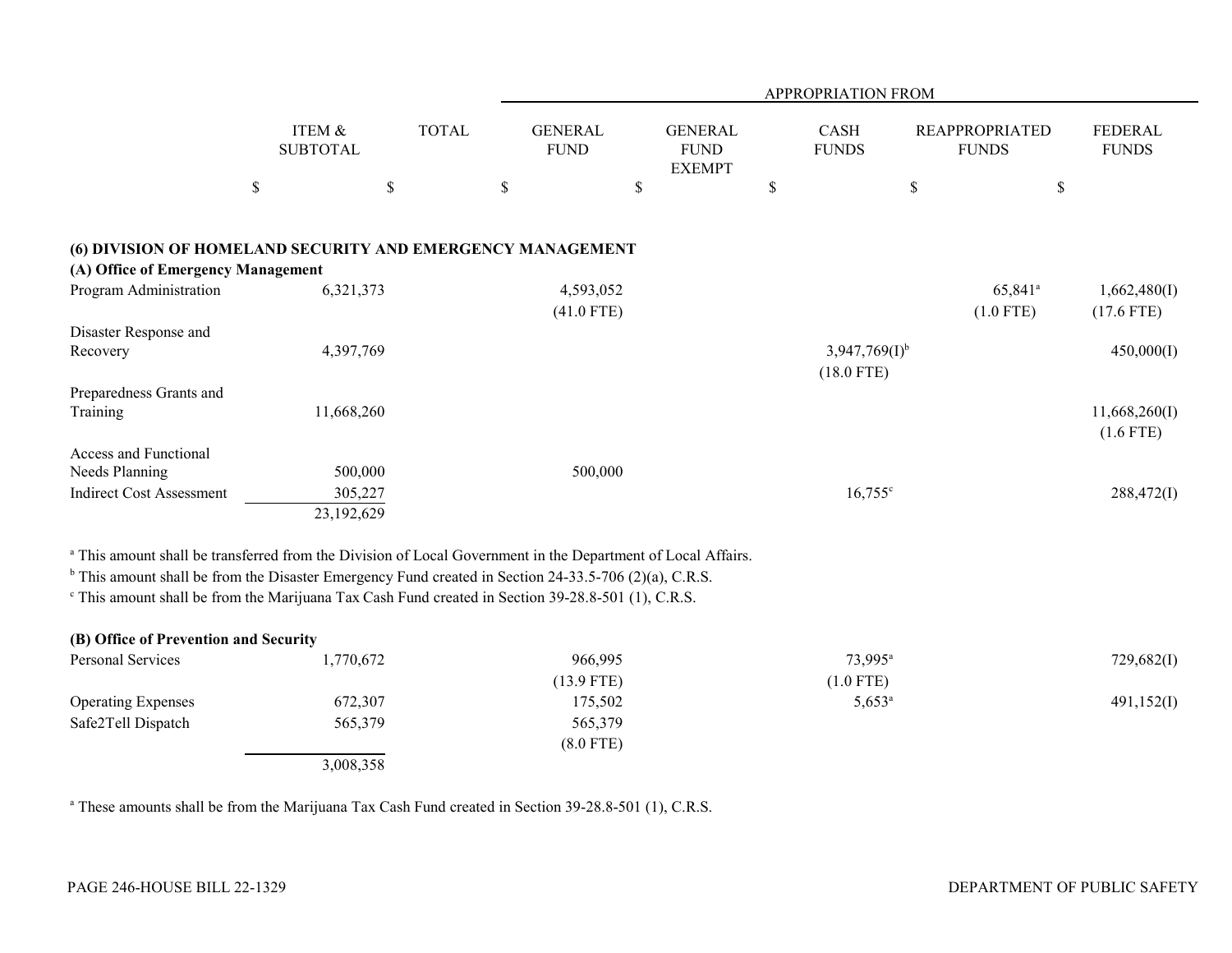| | ITEM & SUBTOTAL | TOTAL | APPROPRIATION FROM GENERAL FUND | GENERAL FUND EXEMPT | CASH FUNDS | REAPPROPRIATED FUNDS | FEDERAL FUNDS |
|---|---|---|---|---|---|---|---|
| | $ | $ | $ | $ | $ | $ | $ |
| **(6) DIVISION OF HOMELAND SECURITY AND EMERGENCY MANAGEMENT** | | | | | | | |
| **(A) Office of Emergency Management** | | | | | | | |
| Program Administration | 6,321,373 | | 4,593,052 | | | 65,841[a] | 1,662,480(I) |
| | | | (41.0 FTE) | | | (1.0 FTE) | (17.6 FTE) |
| Disaster Response and Recovery | 4,397,769 | | | | 3,947,769(I)[b] | | 450,000(I) |
| | | | | | (18.0 FTE) | | |
| Preparedness Grants and Training | 11,668,260 | | | | | | 11,668,260(I) |
| | | | | | | | (1.6 FTE) |
| Access and Functional Needs Planning | 500,000 | | 500,000 | | | | |
| Indirect Cost Assessment | 305,227 | | | | 16,755[c] | | 288,472(I) |
| | 23,192,629 | | | | | | |

[a] This amount shall be transferred from the Division of Local Government in the Department of Local Affairs.
[b] This amount shall be from the Disaster Emergency Fund created in Section 24-33.5-706 (2)(a), C.R.S.
[c] This amount shall be from the Marijuana Tax Cash Fund created in Section 39-28.8-501 (1), C.R.S.

| | ITEM & SUBTOTAL | TOTAL | GENERAL FUND | GENERAL FUND EXEMPT | CASH FUNDS | REAPPROPRIATED FUNDS | FEDERAL FUNDS |
|---|---|---|---|---|---|---|---|
| **(B) Office of Prevention and Security** | | | | | | | |
| Personal Services | 1,770,672 | | 966,995 | | 73,995[a] | | 729,682(I) |
| | | | (13.9 FTE) | | (1.0 FTE) | | |
| Operating Expenses | 672,307 | | 175,502 | | 5,653[a] | | 491,152(I) |
| Safe2Tell Dispatch | 565,379 | | 565,379 | | | | |
| | | | (8.0 FTE) | | | | |
| | 3,008,358 | | | | | | |

[a] These amounts shall be from the Marijuana Tax Cash Fund created in Section 39-28.8-501 (1), C.R.S.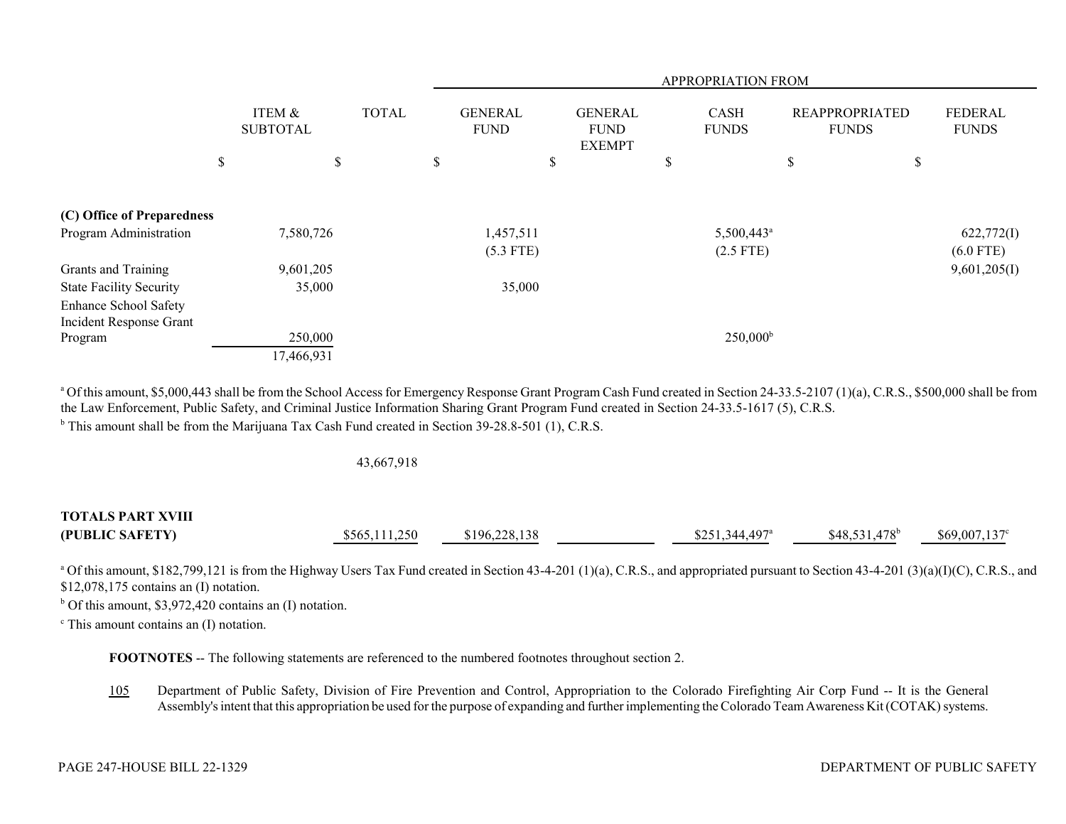| | ITEM & SUBTOTAL | TOTAL | GENERAL FUND | GENERAL FUND EXEMPT | CASH FUNDS | REAPPROPRIATED FUNDS | FEDERAL FUNDS |
|---|---|---|---|---|---|---|---|
| | | | APPROPRIATION FROM | | | | |
| | $ | $ | $ | $ | $ | $ | $ |
| **(C) Office of Preparedness** | | | | | | | |
| Program Administration | 7,580,726 | | 1,457,511 | | 5,500,443[a] | | 622,772(I) |
| | | | (5.3 FTE) | | (2.5 FTE) | | (6.0 FTE) |
| Grants and Training | 9,601,205 | | | | | | 9,601,205(I) |
| State Facility Security | 35,000 | | 35,000 | | | | |
| Enhance School Safety Incident Response Grant Program | 250,000 | | | | 250,000[b] | | |
| | 17,466,931 | | | | | | |

[a] Of this amount, $5,000,443 shall be from the School Access for Emergency Response Grant Program Cash Fund created in Section 24-33.5-2107 (1)(a), C.R.S., $500,000 shall be from the Law Enforcement, Public Safety, and Criminal Justice Information Sharing Grant Program Fund created in Section 24-33.5-1617 (5), C.R.S.

[b] This amount shall be from the Marijuana Tax Cash Fund created in Section 39-28.8-501 (1), C.R.S.

| | ITEM & SUBTOTAL | TOTAL | GENERAL FUND | GENERAL FUND EXEMPT | CASH FUNDS | REAPPROPRIATED FUNDS | FEDERAL FUNDS |
|---|---|---|---|---|---|---|---|
| | | 43,667,918 | | | | | |
| **TOTALS PART XVIII (PUBLIC SAFETY)** | | $565,111,250 | $196,228,138 | | $251,344,497[a] | $48,531,478[b] | $69,007,137[c] |

[a] Of this amount, $182,799,121 is from the Highway Users Tax Fund created in Section 43-4-201 (1)(a), C.R.S., and appropriated pursuant to Section 43-4-201 (3)(a)(I)(C), C.R.S., and $12,078,175 contains an (I) notation.

[b] Of this amount, $3,972,420 contains an (I) notation.

[c] This amount contains an (I) notation.

**FOOTNOTES** -- The following statements are referenced to the numbered footnotes throughout section 2.

105 Department of Public Safety, Division of Fire Prevention and Control, Appropriation to the Colorado Firefighting Air Corp Fund -- It is the General Assembly's intent that this appropriation be used for the purpose of expanding and further implementing the Colorado Team Awareness Kit (COTAK) systems.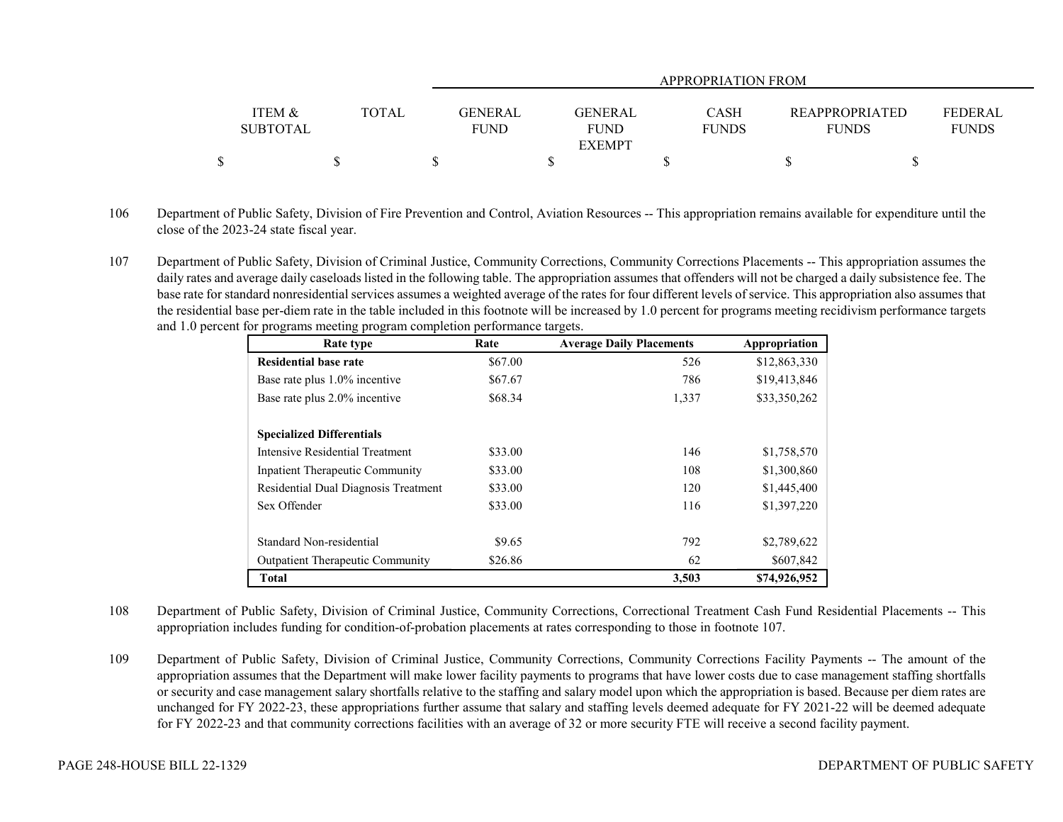| | | APPROPRIATION FROM | | | | |
|---|---|---|---|---|---|---|
| ITEM & SUBTOTAL | TOTAL | GENERAL FUND | GENERAL FUND EXEMPT | CASH FUNDS | REAPPROPRIATED FUNDS | FEDERAL FUNDS |
| $ | $ | $ | $ | $ | $ | $ |

106 Department of Public Safety, Division of Fire Prevention and Control, Aviation Resources -- This appropriation remains available for expenditure until the close of the 2023-24 state fiscal year.

107 Department of Public Safety, Division of Criminal Justice, Community Corrections, Community Corrections Placements -- This appropriation assumes the daily rates and average daily caseloads listed in the following table. The appropriation assumes that offenders will not be charged a daily subsistence fee. The base rate for standard nonresidential services assumes a weighted average of the rates for four different levels of service. This appropriation also assumes that the residential base per-diem rate in the table included in this footnote will be increased by 1.0 percent for programs meeting recidivism performance targets and 1.0 percent for programs meeting program completion performance targets.

| Rate type | Rate | Average Daily Placements | Appropriation |
|---|---|---|---|
| **Residential base rate** | $67.00 | 526 | $12,863,330 |
| Base rate plus 1.0% incentive | $67.67 | 786 | $19,413,846 |
| Base rate plus 2.0% incentive | $68.34 | 1,337 | $33,350,262 |
| | | | |
| **Specialized Differentials** | | | |
| Intensive Residential Treatment | $33.00 | 146 | $1,758,570 |
| Inpatient Therapeutic Community | $33.00 | 108 | $1,300,860 |
| Residential Dual Diagnosis Treatment | $33.00 | 120 | $1,445,400 |
| Sex Offender | $33.00 | 116 | $1,397,220 |
| | | | |
| Standard Non-residential | $9.65 | 792 | $2,789,622 |
| Outpatient Therapeutic Community | $26.86 | 62 | $607,842 |
| **Total** | | **3,503** | **$74,926,952** |

108 Department of Public Safety, Division of Criminal Justice, Community Corrections, Correctional Treatment Cash Fund Residential Placements -- This appropriation includes funding for condition-of-probation placements at rates corresponding to those in footnote 107.

109 Department of Public Safety, Division of Criminal Justice, Community Corrections, Community Corrections Facility Payments -- The amount of the appropriation assumes that the Department will make lower facility payments to programs that have lower costs due to case management staffing shortfalls or security and case management salary shortfalls relative to the staffing and salary model upon which the appropriation is based. Because per diem rates are unchanged for FY 2022-23, these appropriations further assume that salary and staffing levels deemed adequate for FY 2021-22 will be deemed adequate for FY 2022-23 and that community corrections facilities with an average of 32 or more security FTE will receive a second facility payment.